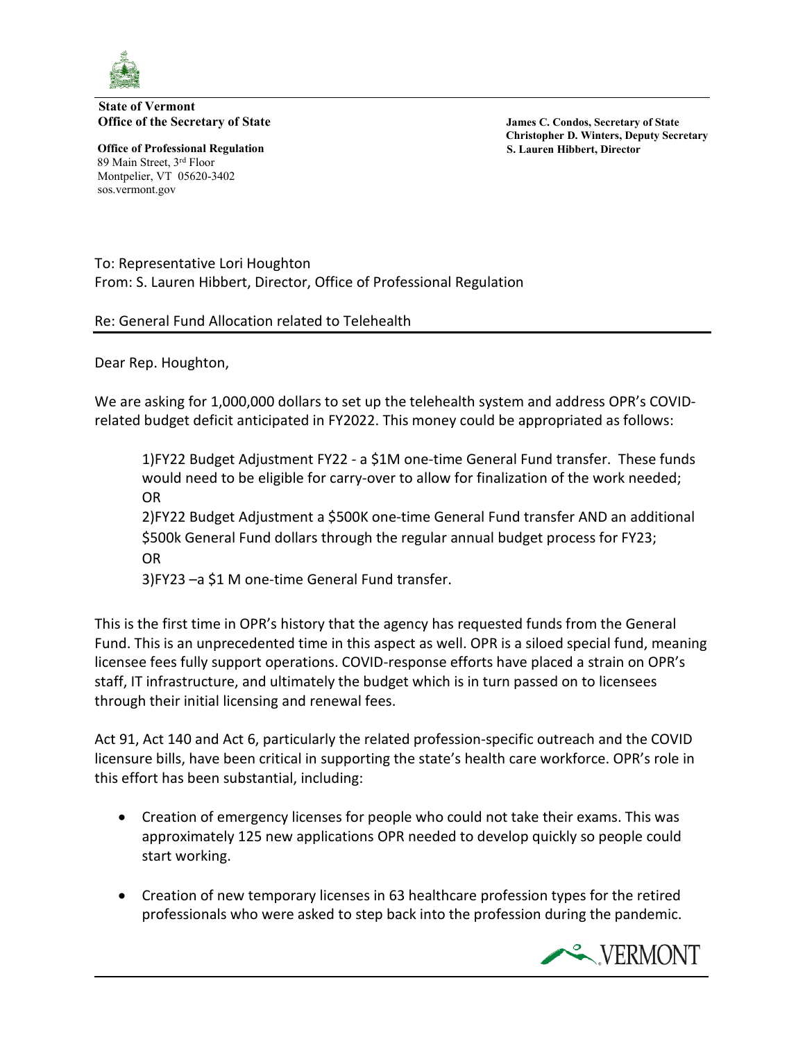**State of Vermont**
**Office of the Secretary of State**

**Office of Professional Regulation**
89 Main Street, 3rd Floor
Montpelier, VT 05620-3402
sos.vermont.gov

**James C. Condos, Secretary of State**
**Christopher D. Winters, Deputy Secretary**
**S. Lauren Hibbert, Director**

To: Representative Lori Houghton
From: S. Lauren Hibbert, Director, Office of Professional Regulation

Re: General Fund Allocation related to Telehealth

Dear Rep. Houghton,

We are asking for 1,000,000 dollars to set up the telehealth system and address OPR's COVID-related budget deficit anticipated in FY2022. This money could be appropriated as follows:

1)FY22 Budget Adjustment FY22 - a $1M one-time General Fund transfer. These funds would need to be eligible for carry-over to allow for finalization of the work needed;
OR
2)FY22 Budget Adjustment a $500K one-time General Fund transfer AND an additional $500k General Fund dollars through the regular annual budget process for FY23;
OR
3)FY23 –a $1 M one-time General Fund transfer.

This is the first time in OPR's history that the agency has requested funds from the General Fund. This is an unprecedented time in this aspect as well. OPR is a siloed special fund, meaning licensee fees fully support operations. COVID-response efforts have placed a strain on OPR's staff, IT infrastructure, and ultimately the budget which is in turn passed on to licensees through their initial licensing and renewal fees.

Act 91, Act 140 and Act 6, particularly the related profession-specific outreach and the COVID licensure bills, have been critical in supporting the state's health care workforce. OPR's role in this effort has been substantial, including:

- Creation of emergency licenses for people who could not take their exams. This was approximately 125 new applications OPR needed to develop quickly so people could start working.
- Creation of new temporary licenses in 63 healthcare profession types for the retired professionals who were asked to step back into the profession during the pandemic.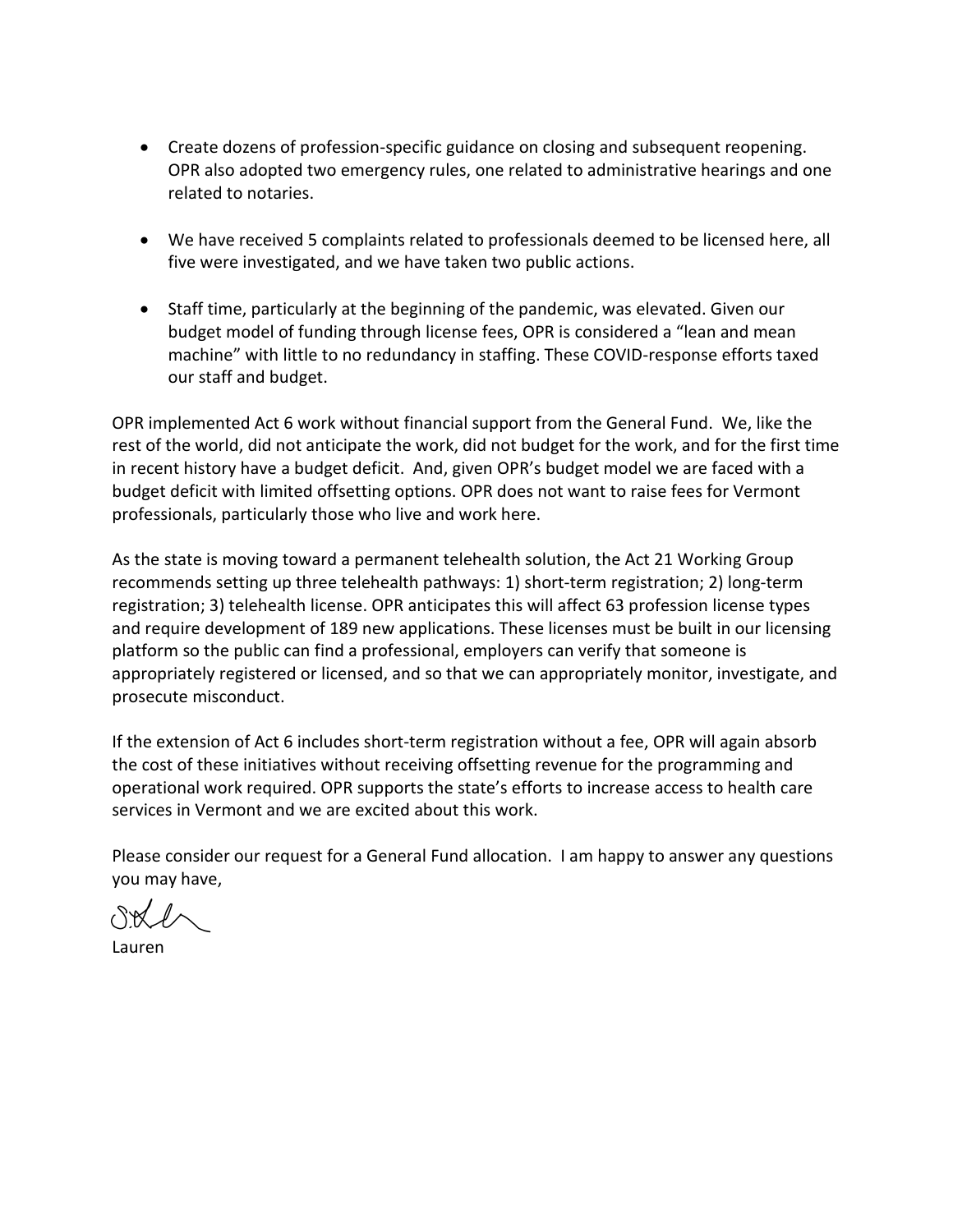- Create dozens of profession-specific guidance on closing and subsequent reopening. OPR also adopted two emergency rules, one related to administrative hearings and one related to notaries.

- We have received 5 complaints related to professionals deemed to be licensed here, all five were investigated, and we have taken two public actions.

- Staff time, particularly at the beginning of the pandemic, was elevated. Given our budget model of funding through license fees, OPR is considered a "lean and mean machine" with little to no redundancy in staffing. These COVID-response efforts taxed our staff and budget.

OPR implemented Act 6 work without financial support from the General Fund. We, like the rest of the world, did not anticipate the work, did not budget for the work, and for the first time in recent history have a budget deficit. And, given OPR's budget model we are faced with a budget deficit with limited offsetting options. OPR does not want to raise fees for Vermont professionals, particularly those who live and work here.

As the state is moving toward a permanent telehealth solution, the Act 21 Working Group recommends setting up three telehealth pathways: 1) short-term registration; 2) long-term registration; 3) telehealth license. OPR anticipates this will affect 63 profession license types and require development of 189 new applications. These licenses must be built in our licensing platform so the public can find a professional, employers can verify that someone is appropriately registered or licensed, and so that we can appropriately monitor, investigate, and prosecute misconduct.

If the extension of Act 6 includes short-term registration without a fee, OPR will again absorb the cost of these initiatives without receiving offsetting revenue for the programming and operational work required. OPR supports the state's efforts to increase access to health care services in Vermont and we are excited about this work.

Please consider our request for a General Fund allocation. I am happy to answer any questions you may have,

Lauren